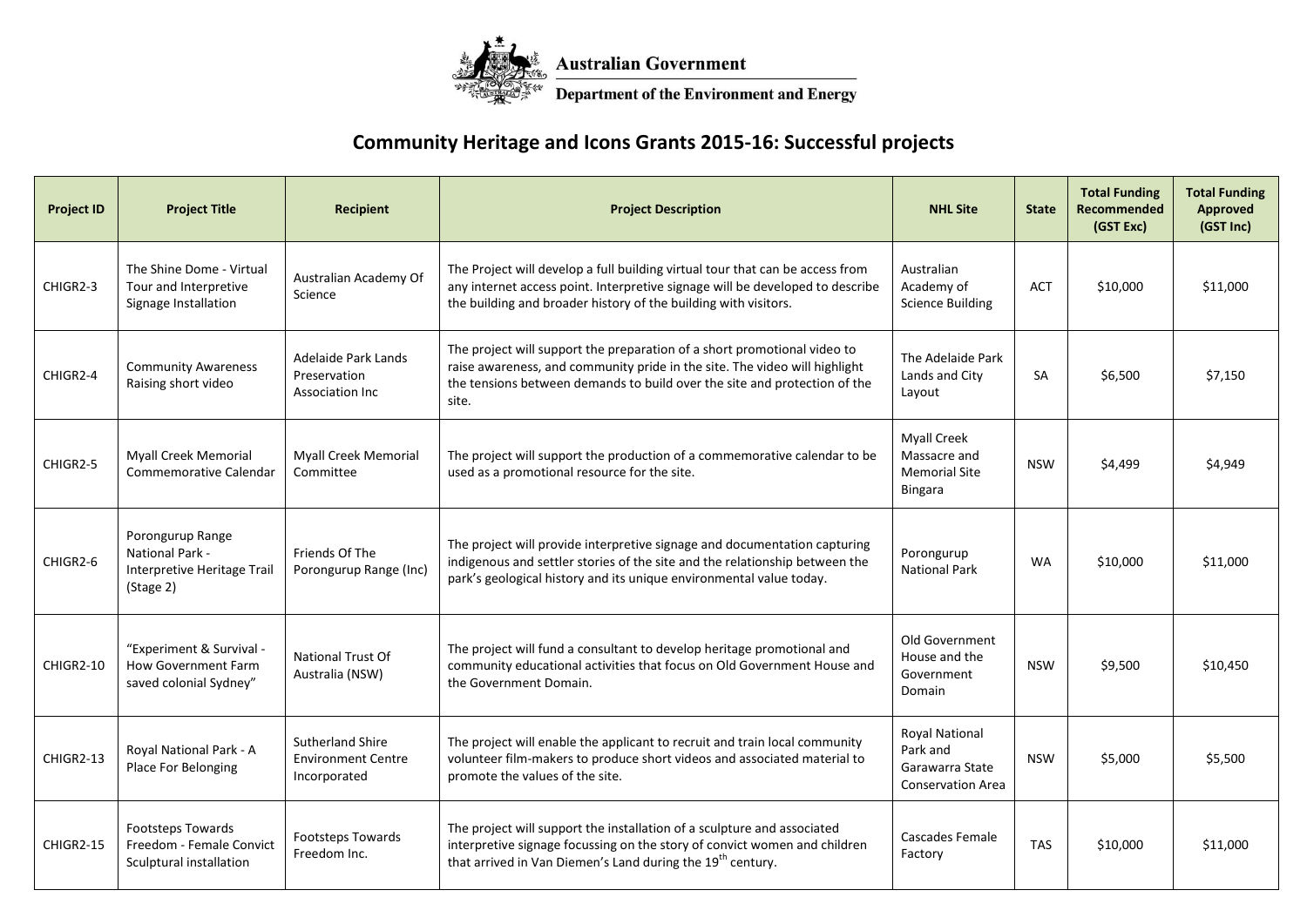Australian Government

Department of the Environment and Energy

# Community Heritage and Icons Grants 2015-16: Successful projects

| Project ID | Project Title | Recipient | Project Description | NHL Site | State | Total Funding Recommended (GST Exc) | Total Funding Approved (GST Inc) |
|---|---|---|---|---|---|---|---|
| CHIGR2-3 | The Shine Dome - Virtual Tour and Interpretive Signage Installation | Australian Academy Of Science | The Project will develop a full building virtual tour that can be access from any internet access point. Interpretive signage will be developed to describe the building and broader history of the building with visitors. | Australian Academy of Science Building | ACT | $10,000 | $11,000 |
| CHIGR2-4 | Community Awareness Raising short video | Adelaide Park Lands Preservation Association Inc | The project will support the preparation of a short promotional video to raise awareness, and community pride in the site. The video will highlight the tensions between demands to build over the site and protection of the site. | The Adelaide Park Lands and City Layout | SA | $6,500 | $7,150 |
| CHIGR2-5 | Myall Creek Memorial Commemorative Calendar | Myall Creek Memorial Committee | The project will support the production of a commemorative calendar to be used as a promotional resource for the site. | Myall Creek Massacre and Memorial Site Bingara | NSW | $4,499 | $4,949 |
| CHIGR2-6 | Porongurup Range National Park - Interpretive Heritage Trail (Stage 2) | Friends Of The Porongurup Range (Inc) | The project will provide interpretive signage and documentation capturing indigenous and settler stories of the site and the relationship between the park's geological history and its unique environmental value today. | Porongurup National Park | WA | $10,000 | $11,000 |
| CHIGR2-10 | "Experiment & Survival - How Government Farm saved colonial Sydney" | National Trust Of Australia (NSW) | The project will fund a consultant to develop heritage promotional and community educational activities that focus on Old Government House and the Government Domain. | Old Government House and the Government Domain | NSW | $9,500 | $10,450 |
| CHIGR2-13 | Royal National Park - A Place For Belonging | Sutherland Shire Environment Centre Incorporated | The project will enable the applicant to recruit and train local community volunteer film-makers to produce short videos and associated material to promote the values of the site. | Royal National Park and Garawarra State Conservation Area | NSW | $5,000 | $5,500 |
| CHIGR2-15 | Footsteps Towards Freedom - Female Convict Sculptural installation | Footsteps Towards Freedom Inc. | The project will support the installation of a sculpture and associated interpretive signage focussing on the story of convict women and children that arrived in Van Diemen's Land during the 19th century. | Cascades Female Factory | TAS | $10,000 | $11,000 |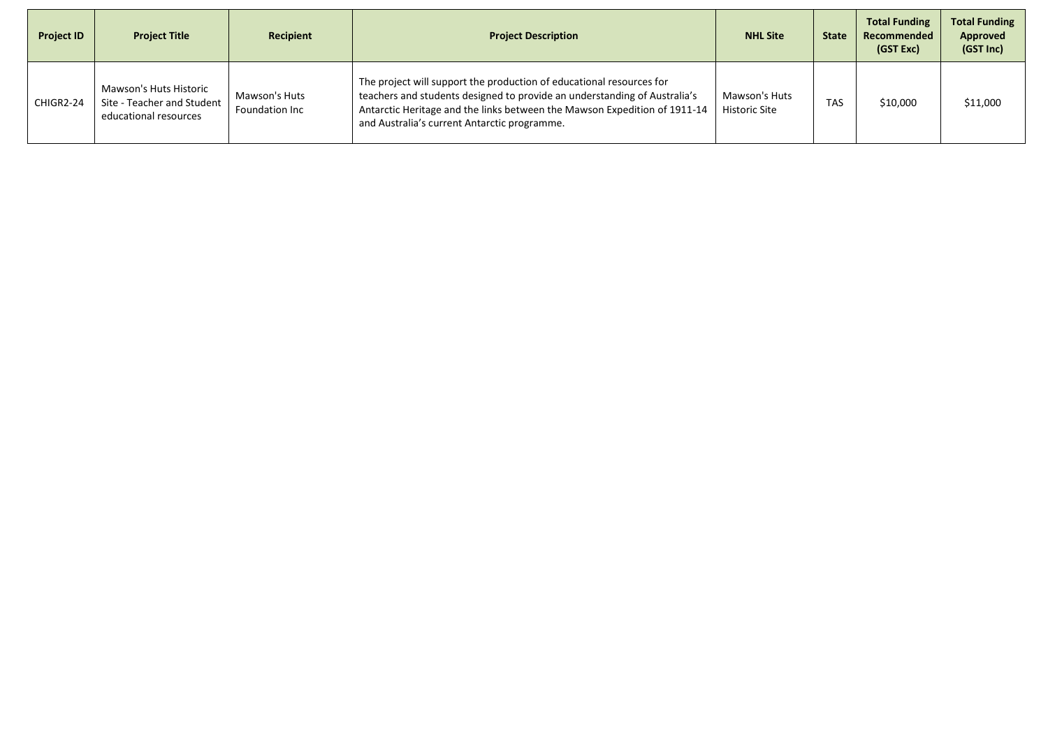| Project ID | Project Title | Recipient | Project Description | NHL Site | State | Total Funding Recommended (GST Exc) | Total Funding Approved (GST Inc) |
|---|---|---|---|---|---|---|---|
| CHIGR2-24 | Mawson's Huts Historic Site - Teacher and Student educational resources | Mawson's Huts Foundation Inc | The project will support the production of educational resources for teachers and students designed to provide an understanding of Australia's Antarctic Heritage and the links between the Mawson Expedition of 1911-14 and Australia's current Antarctic programme. | Mawson's Huts Historic Site | TAS | $10,000 | $11,000 |